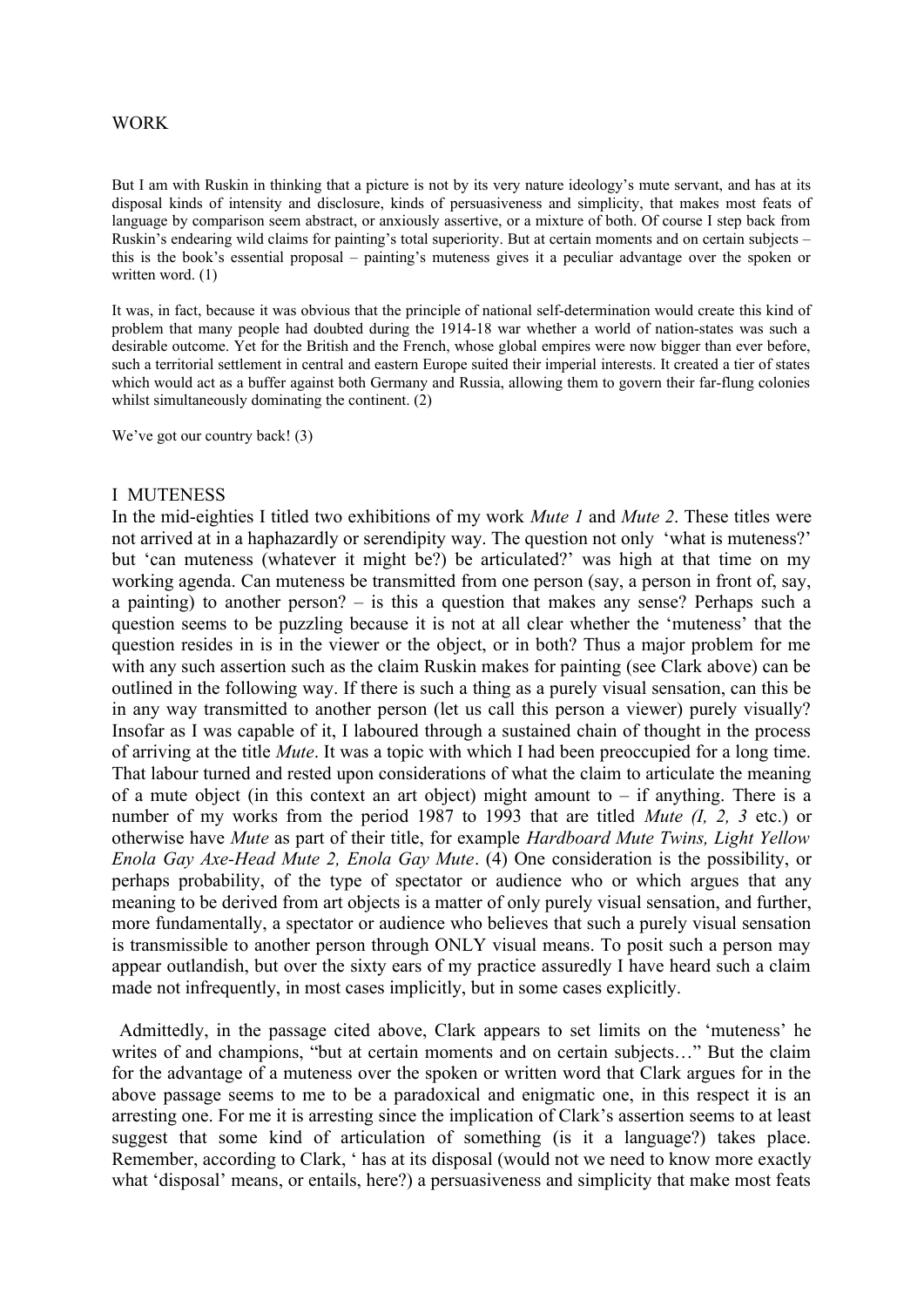# WORK

But I am with Ruskin in thinking that a picture is not by its very nature ideology's mute servant, and has at its disposal kinds of intensity and disclosure, kinds of persuasiveness and simplicity, that makes most feats of language by comparison seem abstract, or anxiously assertive, or a mixture of both. Of course I step back from Ruskin's endearing wild claims for painting's total superiority. But at certain moments and on certain subjects – this is the book's essential proposal – painting's muteness gives it a peculiar advantage over the spoken or written word. (1)

It was, in fact, because it was obvious that the principle of national self-determination would create this kind of problem that many people had doubted during the 1914-18 war whether a world of nation-states was such a desirable outcome. Yet for the British and the French, whose global empires were now bigger than ever before, such a territorial settlement in central and eastern Europe suited their imperial interests. It created a tier of states which would act as a buffer against both Germany and Russia, allowing them to govern their far-flung colonies whilst simultaneously dominating the continent. (2)

We've got our country back! (3)

## I MUTENESS

In the mid-eighties I titled two exhibitions of my work *Mute 1* and *Mute 2*. These titles were not arrived at in a haphazardly or serendipity way. The question not only 'what is muteness?' but 'can muteness (whatever it might be?) be articulated?' was high at that time on my working agenda. Can muteness be transmitted from one person (say, a person in front of, say, a painting) to another person? – is this a question that makes any sense? Perhaps such a question seems to be puzzling because it is not at all clear whether the 'muteness' that the question resides in is in the viewer or the object, or in both? Thus a major problem for me with any such assertion such as the claim Ruskin makes for painting (see Clark above) can be outlined in the following way. If there is such a thing as a purely visual sensation, can this be in any way transmitted to another person (let us call this person a viewer) purely visually? Insofar as I was capable of it, I laboured through a sustained chain of thought in the process of arriving at the title *Mute*. It was a topic with which I had been preoccupied for a long time. That labour turned and rested upon considerations of what the claim to articulate the meaning of a mute object (in this context an art object) might amount to – if anything. There is a number of my works from the period 1987 to 1993 that are titled *Mute (I, 2, 3* etc.) or otherwise have *Mute* as part of their title, for example *Hardboard Mute Twins, Light Yellow Enola Gay Axe-Head Mute 2, Enola Gay Mute*. (4) One consideration is the possibility, or perhaps probability, of the type of spectator or audience who or which argues that any meaning to be derived from art objects is a matter of only purely visual sensation, and further, more fundamentally, a spectator or audience who believes that such a purely visual sensation is transmissible to another person through ONLY visual means. To posit such a person may appear outlandish, but over the sixty ears of my practice assuredly I have heard such a claim made not infrequently, in most cases implicitly, but in some cases explicitly.

Admittedly, in the passage cited above, Clark appears to set limits on the 'muteness' he writes of and champions, "but at certain moments and on certain subjects…" But the claim for the advantage of a muteness over the spoken or written word that Clark argues for in the above passage seems to me to be a paradoxical and enigmatic one, in this respect it is an arresting one. For me it is arresting since the implication of Clark's assertion seems to at least suggest that some kind of articulation of something (is it a language?) takes place. Remember, according to Clark, ' has at its disposal (would not we need to know more exactly what 'disposal' means, or entails, here?) a persuasiveness and simplicity that make most feats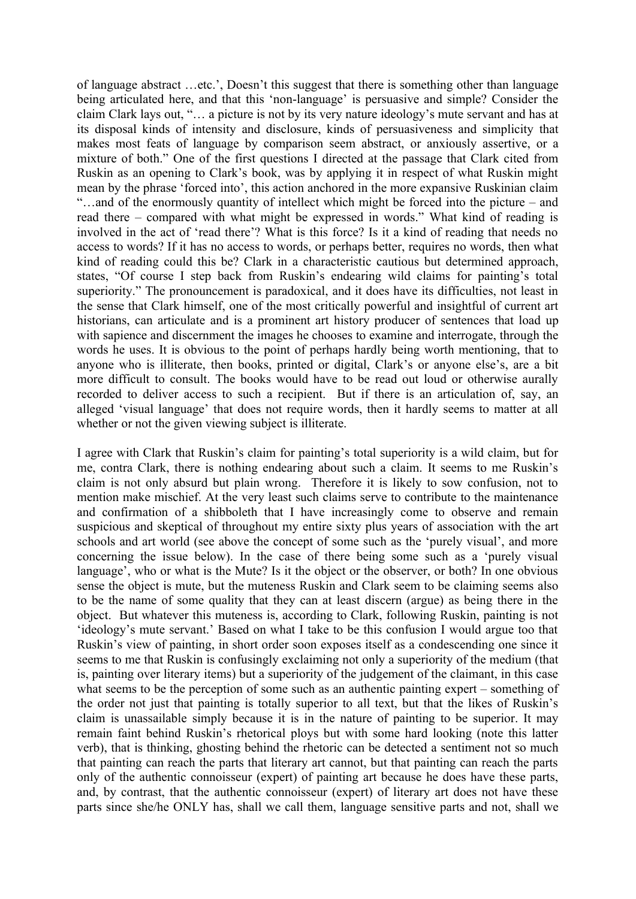of language abstract …etc.', Doesn't this suggest that there is something other than language being articulated here, and that this 'non-language' is persuasive and simple? Consider the claim Clark lays out, "… a picture is not by its very nature ideology's mute servant and has at its disposal kinds of intensity and disclosure, kinds of persuasiveness and simplicity that makes most feats of language by comparison seem abstract, or anxiously assertive, or a mixture of both." One of the first questions I directed at the passage that Clark cited from Ruskin as an opening to Clark's book, was by applying it in respect of what Ruskin might mean by the phrase 'forced into', this action anchored in the more expansive Ruskinian claim "…and of the enormously quantity of intellect which might be forced into the picture – and read there – compared with what might be expressed in words." What kind of reading is involved in the act of 'read there'? What is this force? Is it a kind of reading that needs no access to words? If it has no access to words, or perhaps better, requires no words, then what kind of reading could this be? Clark in a characteristic cautious but determined approach, states, "Of course I step back from Ruskin's endearing wild claims for painting's total superiority." The pronouncement is paradoxical, and it does have its difficulties, not least in the sense that Clark himself, one of the most critically powerful and insightful of current art historians, can articulate and is a prominent art history producer of sentences that load up with sapience and discernment the images he chooses to examine and interrogate, through the words he uses. It is obvious to the point of perhaps hardly being worth mentioning, that to anyone who is illiterate, then books, printed or digital, Clark's or anyone else's, are a bit more difficult to consult. The books would have to be read out loud or otherwise aurally recorded to deliver access to such a recipient. But if there is an articulation of, say, an alleged 'visual language' that does not require words, then it hardly seems to matter at all whether or not the given viewing subject is illiterate.

I agree with Clark that Ruskin's claim for painting's total superiority is a wild claim, but for me, contra Clark, there is nothing endearing about such a claim. It seems to me Ruskin's claim is not only absurd but plain wrong. Therefore it is likely to sow confusion, not to mention make mischief. At the very least such claims serve to contribute to the maintenance and confirmation of a shibboleth that I have increasingly come to observe and remain suspicious and skeptical of throughout my entire sixty plus years of association with the art schools and art world (see above the concept of some such as the 'purely visual', and more concerning the issue below). In the case of there being some such as a 'purely visual language', who or what is the Mute? Is it the object or the observer, or both? In one obvious sense the object is mute, but the muteness Ruskin and Clark seem to be claiming seems also to be the name of some quality that they can at least discern (argue) as being there in the object. But whatever this muteness is, according to Clark, following Ruskin, painting is not 'ideology's mute servant.' Based on what I take to be this confusion I would argue too that Ruskin's view of painting, in short order soon exposes itself as a condescending one since it seems to me that Ruskin is confusingly exclaiming not only a superiority of the medium (that is, painting over literary items) but a superiority of the judgement of the claimant, in this case what seems to be the perception of some such as an authentic painting expert – something of the order not just that painting is totally superior to all text, but that the likes of Ruskin's claim is unassailable simply because it is in the nature of painting to be superior. It may remain faint behind Ruskin's rhetorical ploys but with some hard looking (note this latter verb), that is thinking, ghosting behind the rhetoric can be detected a sentiment not so much that painting can reach the parts that literary art cannot, but that painting can reach the parts only of the authentic connoisseur (expert) of painting art because he does have these parts, and, by contrast, that the authentic connoisseur (expert) of literary art does not have these parts since she/he ONLY has, shall we call them, language sensitive parts and not, shall we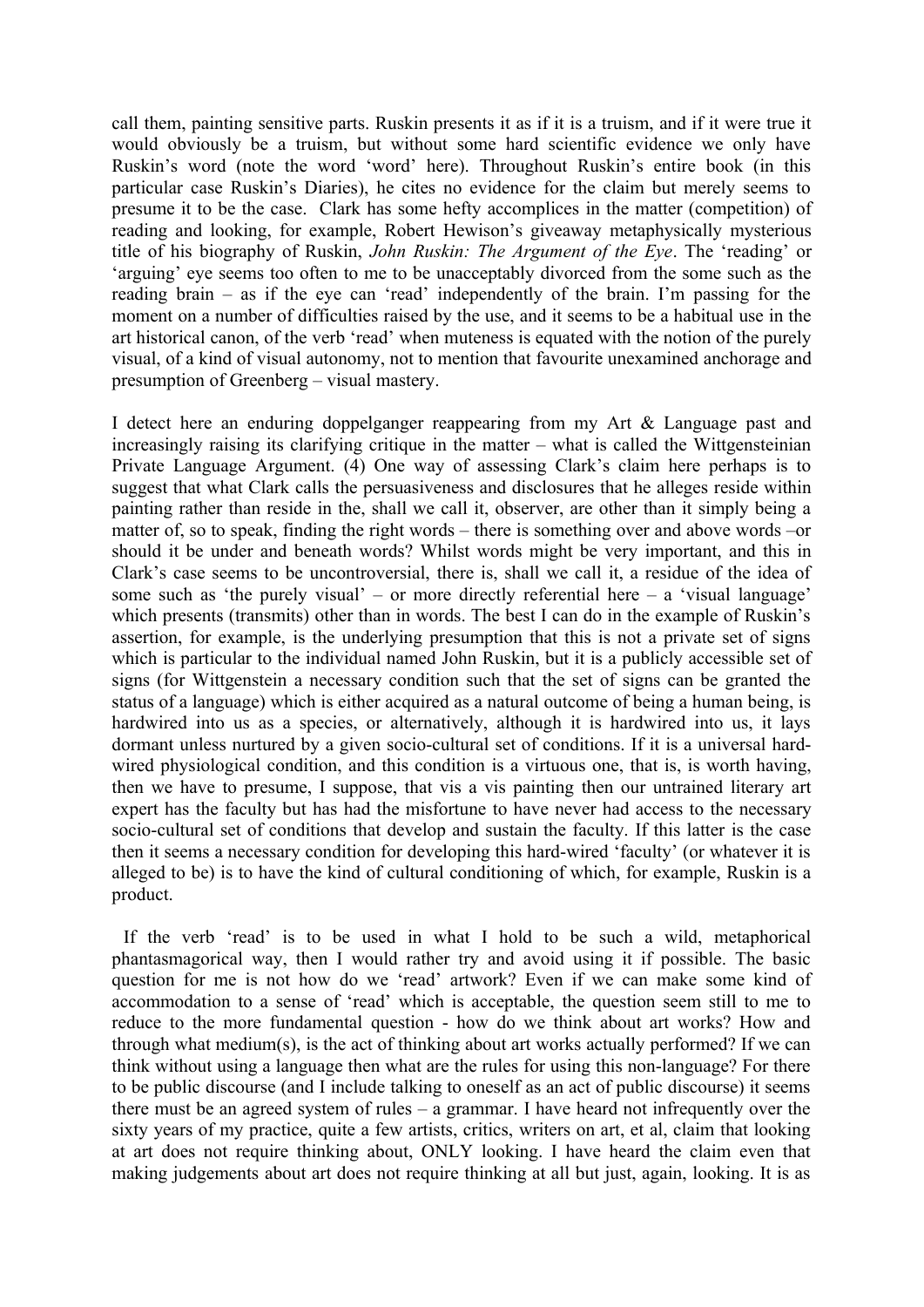call them, painting sensitive parts. Ruskin presents it as if it is a truism, and if it were true it would obviously be a truism, but without some hard scientific evidence we only have Ruskin's word (note the word 'word' here). Throughout Ruskin's entire book (in this particular case Ruskin's Diaries), he cites no evidence for the claim but merely seems to presume it to be the case. Clark has some hefty accomplices in the matter (competition) of reading and looking, for example, Robert Hewison's giveaway metaphysically mysterious title of his biography of Ruskin, *John Ruskin: The Argument of the Eye*. The 'reading' or 'arguing' eye seems too often to me to be unacceptably divorced from the some such as the reading brain – as if the eye can 'read' independently of the brain. I'm passing for the moment on a number of difficulties raised by the use, and it seems to be a habitual use in the art historical canon, of the verb 'read' when muteness is equated with the notion of the purely visual, of a kind of visual autonomy, not to mention that favourite unexamined anchorage and presumption of Greenberg – visual mastery.

I detect here an enduring doppelganger reappearing from my Art & Language past and increasingly raising its clarifying critique in the matter – what is called the Wittgensteinian Private Language Argument. (4) One way of assessing Clark's claim here perhaps is to suggest that what Clark calls the persuasiveness and disclosures that he alleges reside within painting rather than reside in the, shall we call it, observer, are other than it simply being a matter of, so to speak, finding the right words – there is something over and above words –or should it be under and beneath words? Whilst words might be very important, and this in Clark's case seems to be uncontroversial, there is, shall we call it, a residue of the idea of some such as 'the purely visual' – or more directly referential here – a 'visual language' which presents (transmits) other than in words. The best I can do in the example of Ruskin's assertion, for example, is the underlying presumption that this is not a private set of signs which is particular to the individual named John Ruskin, but it is a publicly accessible set of signs (for Wittgenstein a necessary condition such that the set of signs can be granted the status of a language) which is either acquired as a natural outcome of being a human being, is hardwired into us as a species, or alternatively, although it is hardwired into us, it lays dormant unless nurtured by a given socio-cultural set of conditions. If it is a universal hard-wired physiological condition, and this condition is a virtuous one, that is, is worth having, then we have to presume, I suppose, that vis a vis painting then our untrained literary art expert has the faculty but has had the misfortune to have never had access to the necessary socio-cultural set of conditions that develop and sustain the faculty. If this latter is the case then it seems a necessary condition for developing this hard-wired 'faculty' (or whatever it is alleged to be) is to have the kind of cultural conditioning of which, for example, Ruskin is a product.

If the verb 'read' is to be used in what I hold to be such a wild, metaphorical phantasmagorical way, then I would rather try and avoid using it if possible. The basic question for me is not how do we 'read' artwork? Even if we can make some kind of accommodation to a sense of 'read' which is acceptable, the question seem still to me to reduce to the more fundamental question - how do we think about art works? How and through what medium(s), is the act of thinking about art works actually performed? If we can think without using a language then what are the rules for using this non-language? For there to be public discourse (and I include talking to oneself as an act of public discourse) it seems there must be an agreed system of rules – a grammar. I have heard not infrequently over the sixty years of my practice, quite a few artists, critics, writers on art, et al, claim that looking at art does not require thinking about, ONLY looking. I have heard the claim even that making judgements about art does not require thinking at all but just, again, looking. It is as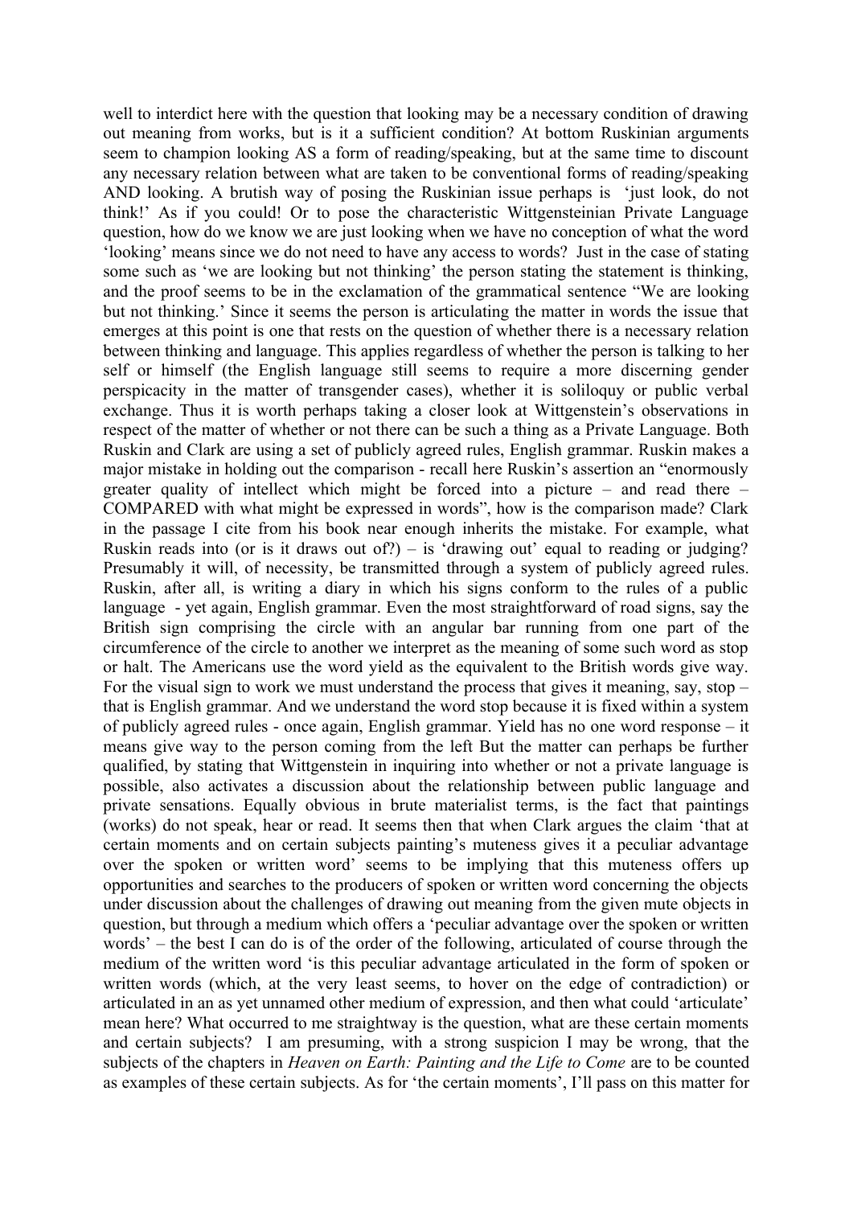well to interdict here with the question that looking may be a necessary condition of drawing out meaning from works, but is it a sufficient condition? At bottom Ruskinian arguments seem to champion looking AS a form of reading/speaking, but at the same time to discount any necessary relation between what are taken to be conventional forms of reading/speaking AND looking. A brutish way of posing the Ruskinian issue perhaps is 'just look, do not think!' As if you could! Or to pose the characteristic Wittgensteinian Private Language question, how do we know we are just looking when we have no conception of what the word 'looking' means since we do not need to have any access to words? Just in the case of stating some such as 'we are looking but not thinking' the person stating the statement is thinking, and the proof seems to be in the exclamation of the grammatical sentence "We are looking but not thinking.' Since it seems the person is articulating the matter in words the issue that emerges at this point is one that rests on the question of whether there is a necessary relation between thinking and language. This applies regardless of whether the person is talking to her self or himself (the English language still seems to require a more discerning gender perspicacity in the matter of transgender cases), whether it is soliloquy or public verbal exchange. Thus it is worth perhaps taking a closer look at Wittgenstein's observations in respect of the matter of whether or not there can be such a thing as a Private Language. Both Ruskin and Clark are using a set of publicly agreed rules, English grammar. Ruskin makes a major mistake in holding out the comparison - recall here Ruskin's assertion an "enormously greater quality of intellect which might be forced into a picture – and read there – COMPARED with what might be expressed in words", how is the comparison made? Clark in the passage I cite from his book near enough inherits the mistake. For example, what Ruskin reads into (or is it draws out of?) – is 'drawing out' equal to reading or judging? Presumably it will, of necessity, be transmitted through a system of publicly agreed rules. Ruskin, after all, is writing a diary in which his signs conform to the rules of a public language - yet again, English grammar. Even the most straightforward of road signs, say the British sign comprising the circle with an angular bar running from one part of the circumference of the circle to another we interpret as the meaning of some such word as stop or halt. The Americans use the word yield as the equivalent to the British words give way. For the visual sign to work we must understand the process that gives it meaning, say, stop – that is English grammar. And we understand the word stop because it is fixed within a system of publicly agreed rules - once again, English grammar. Yield has no one word response – it means give way to the person coming from the left But the matter can perhaps be further qualified, by stating that Wittgenstein in inquiring into whether or not a private language is possible, also activates a discussion about the relationship between public language and private sensations. Equally obvious in brute materialist terms, is the fact that paintings (works) do not speak, hear or read. It seems then that when Clark argues the claim 'that at certain moments and on certain subjects painting's muteness gives it a peculiar advantage over the spoken or written word' seems to be implying that this muteness offers up opportunities and searches to the producers of spoken or written word concerning the objects under discussion about the challenges of drawing out meaning from the given mute objects in question, but through a medium which offers a 'peculiar advantage over the spoken or written words' – the best I can do is of the order of the following, articulated of course through the medium of the written word 'is this peculiar advantage articulated in the form of spoken or written words (which, at the very least seems, to hover on the edge of contradiction) or articulated in an as yet unnamed other medium of expression, and then what could 'articulate' mean here? What occurred to me straightway is the question, what are these certain moments and certain subjects? I am presuming, with a strong suspicion I may be wrong, that the subjects of the chapters in *Heaven on Earth: Painting and the Life to Come* are to be counted as examples of these certain subjects. As for 'the certain moments', I'll pass on this matter for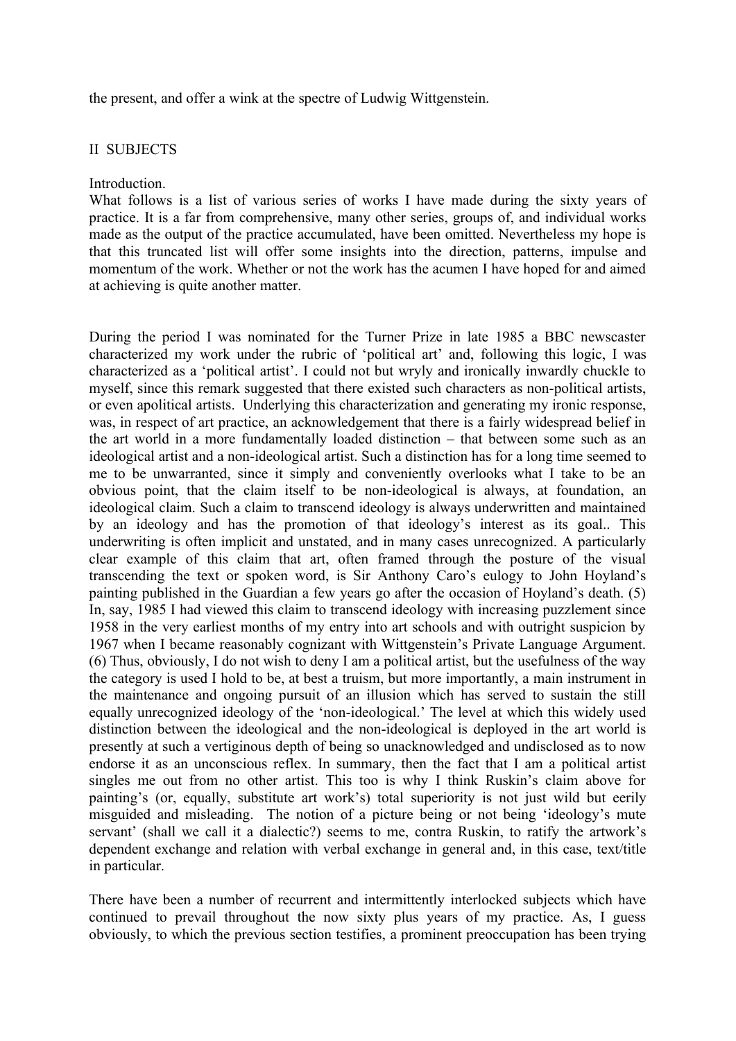the present, and offer a wink at the spectre of Ludwig Wittgenstein.

## II SUBJECTS

Introduction.
What follows is a list of various series of works I have made during the sixty years of practice. It is a far from comprehensive, many other series, groups of, and individual works made as the output of the practice accumulated, have been omitted. Nevertheless my hope is that this truncated list will offer some insights into the direction, patterns, impulse and momentum of the work. Whether or not the work has the acumen I have hoped for and aimed at achieving is quite another matter.

During the period I was nominated for the Turner Prize in late 1985 a BBC newscaster characterized my work under the rubric of 'political art' and, following this logic, I was characterized as a 'political artist'. I could not but wryly and ironically inwardly chuckle to myself, since this remark suggested that there existed such characters as non-political artists, or even apolitical artists. Underlying this characterization and generating my ironic response, was, in respect of art practice, an acknowledgement that there is a fairly widespread belief in the art world in a more fundamentally loaded distinction – that between some such as an ideological artist and a non-ideological artist. Such a distinction has for a long time seemed to me to be unwarranted, since it simply and conveniently overlooks what I take to be an obvious point, that the claim itself to be non-ideological is always, at foundation, an ideological claim. Such a claim to transcend ideology is always underwritten and maintained by an ideology and has the promotion of that ideology's interest as its goal.. This underwriting is often implicit and unstated, and in many cases unrecognized. A particularly clear example of this claim that art, often framed through the posture of the visual transcending the text or spoken word, is Sir Anthony Caro's eulogy to John Hoyland's painting published in the Guardian a few years go after the occasion of Hoyland's death. (5) In, say, 1985 I had viewed this claim to transcend ideology with increasing puzzlement since 1958 in the very earliest months of my entry into art schools and with outright suspicion by 1967 when I became reasonably cognizant with Wittgenstein's Private Language Argument. (6) Thus, obviously, I do not wish to deny I am a political artist, but the usefulness of the way the category is used I hold to be, at best a truism, but more importantly, a main instrument in the maintenance and ongoing pursuit of an illusion which has served to sustain the still equally unrecognized ideology of the 'non-ideological.' The level at which this widely used distinction between the ideological and the non-ideological is deployed in the art world is presently at such a vertiginous depth of being so unacknowledged and undisclosed as to now endorse it as an unconscious reflex. In summary, then the fact that I am a political artist singles me out from no other artist. This too is why I think Ruskin's claim above for painting's (or, equally, substitute art work's) total superiority is not just wild but eerily misguided and misleading. The notion of a picture being or not being 'ideology's mute servant' (shall we call it a dialectic?) seems to me, contra Ruskin, to ratify the artwork's dependent exchange and relation with verbal exchange in general and, in this case, text/title in particular.

There have been a number of recurrent and intermittently interlocked subjects which have continued to prevail throughout the now sixty plus years of my practice. As, I guess obviously, to which the previous section testifies, a prominent preoccupation has been trying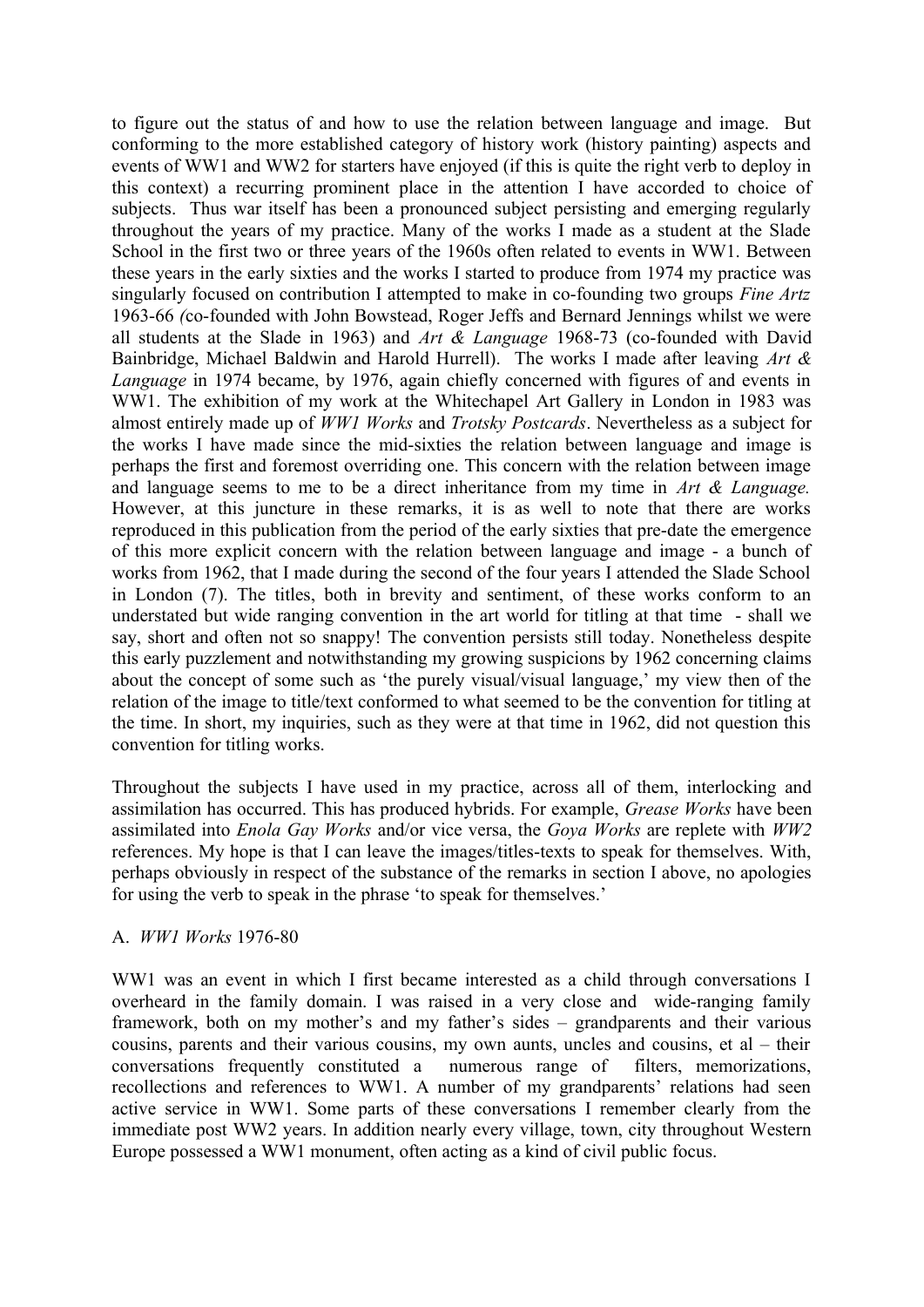to figure out the status of and how to use the relation between language and image. But conforming to the more established category of history work (history painting) aspects and events of WW1 and WW2 for starters have enjoyed (if this is quite the right verb to deploy in this context) a recurring prominent place in the attention I have accorded to choice of subjects. Thus war itself has been a pronounced subject persisting and emerging regularly throughout the years of my practice. Many of the works I made as a student at the Slade School in the first two or three years of the 1960s often related to events in WW1. Between these years in the early sixties and the works I started to produce from 1974 my practice was singularly focused on contribution I attempted to make in co-founding two groups *Fine Artz* 1963-66 *(*co-founded with John Bowstead, Roger Jeffs and Bernard Jennings whilst we were all students at the Slade in 1963) and *Art & Language* 1968-73 (co-founded with David Bainbridge, Michael Baldwin and Harold Hurrell). The works I made after leaving *Art & Language* in 1974 became, by 1976, again chiefly concerned with figures of and events in WW1. The exhibition of my work at the Whitechapel Art Gallery in London in 1983 was almost entirely made up of *WW1 Works* and *Trotsky Postcards*. Nevertheless as a subject for the works I have made since the mid-sixties the relation between language and image is perhaps the first and foremost overriding one. This concern with the relation between image and language seems to me to be a direct inheritance from my time in *Art & Language.* However, at this juncture in these remarks, it is as well to note that there are works reproduced in this publication from the period of the early sixties that pre-date the emergence of this more explicit concern with the relation between language and image - a bunch of works from 1962, that I made during the second of the four years I attended the Slade School in London (7). The titles, both in brevity and sentiment, of these works conform to an understated but wide ranging convention in the art world for titling at that time - shall we say, short and often not so snappy! The convention persists still today. Nonetheless despite this early puzzlement and notwithstanding my growing suspicions by 1962 concerning claims about the concept of some such as 'the purely visual/visual language,' my view then of the relation of the image to title/text conformed to what seemed to be the convention for titling at the time. In short, my inquiries, such as they were at that time in 1962, did not question this convention for titling works.

Throughout the subjects I have used in my practice, across all of them, interlocking and assimilation has occurred. This has produced hybrids. For example, *Grease Works* have been assimilated into *Enola Gay Works* and/or vice versa, the *Goya Works* are replete with *WW2* references. My hope is that I can leave the images/titles-texts to speak for themselves. With, perhaps obviously in respect of the substance of the remarks in section I above, no apologies for using the verb to speak in the phrase 'to speak for themselves.'

A. *WW1 Works* 1976-80

WW1 was an event in which I first became interested as a child through conversations I overheard in the family domain. I was raised in a very close and wide-ranging family framework, both on my mother's and my father's sides – grandparents and their various cousins, parents and their various cousins, my own aunts, uncles and cousins, et al – their conversations frequently constituted a numerous range of filters, memorizations, recollections and references to WW1. A number of my grandparents' relations had seen active service in WW1. Some parts of these conversations I remember clearly from the immediate post WW2 years. In addition nearly every village, town, city throughout Western Europe possessed a WW1 monument, often acting as a kind of civil public focus.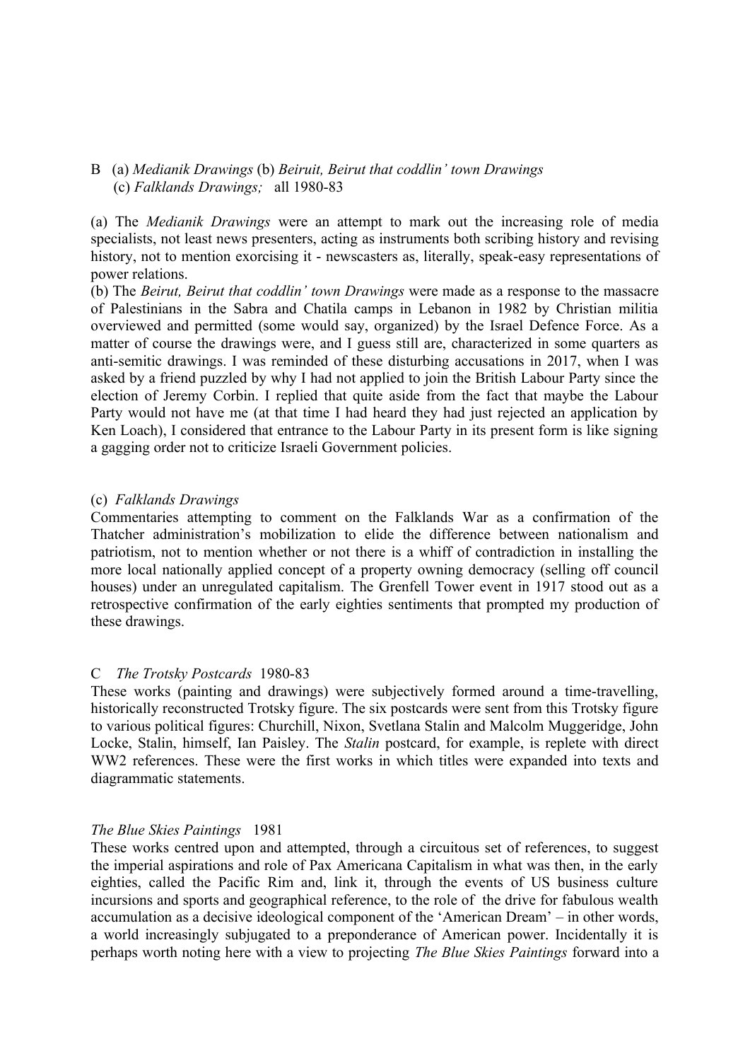B (a) *Medianik Drawings* (b) *Beiruit, Beirut that coddlin' town Drawings*
(c) *Falklands Drawings;* all 1980-83

(a) The *Medianik Drawings* were an attempt to mark out the increasing role of media specialists, not least news presenters, acting as instruments both scribing history and revising history, not to mention exorcising it - newscasters as, literally, speak-easy representations of power relations.
(b) The *Beirut, Beirut that coddlin' town Drawings* were made as a response to the massacre of Palestinians in the Sabra and Chatila camps in Lebanon in 1982 by Christian militia overviewed and permitted (some would say, organized) by the Israel Defence Force. As a matter of course the drawings were, and I guess still are, characterized in some quarters as anti-semitic drawings. I was reminded of these disturbing accusations in 2017, when I was asked by a friend puzzled by why I had not applied to join the British Labour Party since the election of Jeremy Corbin. I replied that quite aside from the fact that maybe the Labour Party would not have me (at that time I had heard they had just rejected an application by Ken Loach), I considered that entrance to the Labour Party in its present form is like signing a gagging order not to criticize Israeli Government policies.

(c) *Falklands Drawings*
Commentaries attempting to comment on the Falklands War as a confirmation of the Thatcher administration's mobilization to elide the difference between nationalism and patriotism, not to mention whether or not there is a whiff of contradiction in installing the more local nationally applied concept of a property owning democracy (selling off council houses) under an unregulated capitalism. The Grenfell Tower event in 1917 stood out as a retrospective confirmation of the early eighties sentiments that prompted my production of these drawings.

C *The Trotsky Postcards* 1980-83
These works (painting and drawings) were subjectively formed around a time-travelling, historically reconstructed Trotsky figure. The six postcards were sent from this Trotsky figure to various political figures: Churchill, Nixon, Svetlana Stalin and Malcolm Muggeridge, John Locke, Stalin, himself, Ian Paisley. The *Stalin* postcard, for example, is replete with direct WW2 references. These were the first works in which titles were expanded into texts and diagrammatic statements.

*The Blue Skies Paintings* 1981
These works centred upon and attempted, through a circuitous set of references, to suggest the imperial aspirations and role of Pax Americana Capitalism in what was then, in the early eighties, called the Pacific Rim and, link it, through the events of US business culture incursions and sports and geographical reference, to the role of the drive for fabulous wealth accumulation as a decisive ideological component of the 'American Dream' – in other words, a world increasingly subjugated to a preponderance of American power. Incidentally it is perhaps worth noting here with a view to projecting *The Blue Skies Paintings* forward into a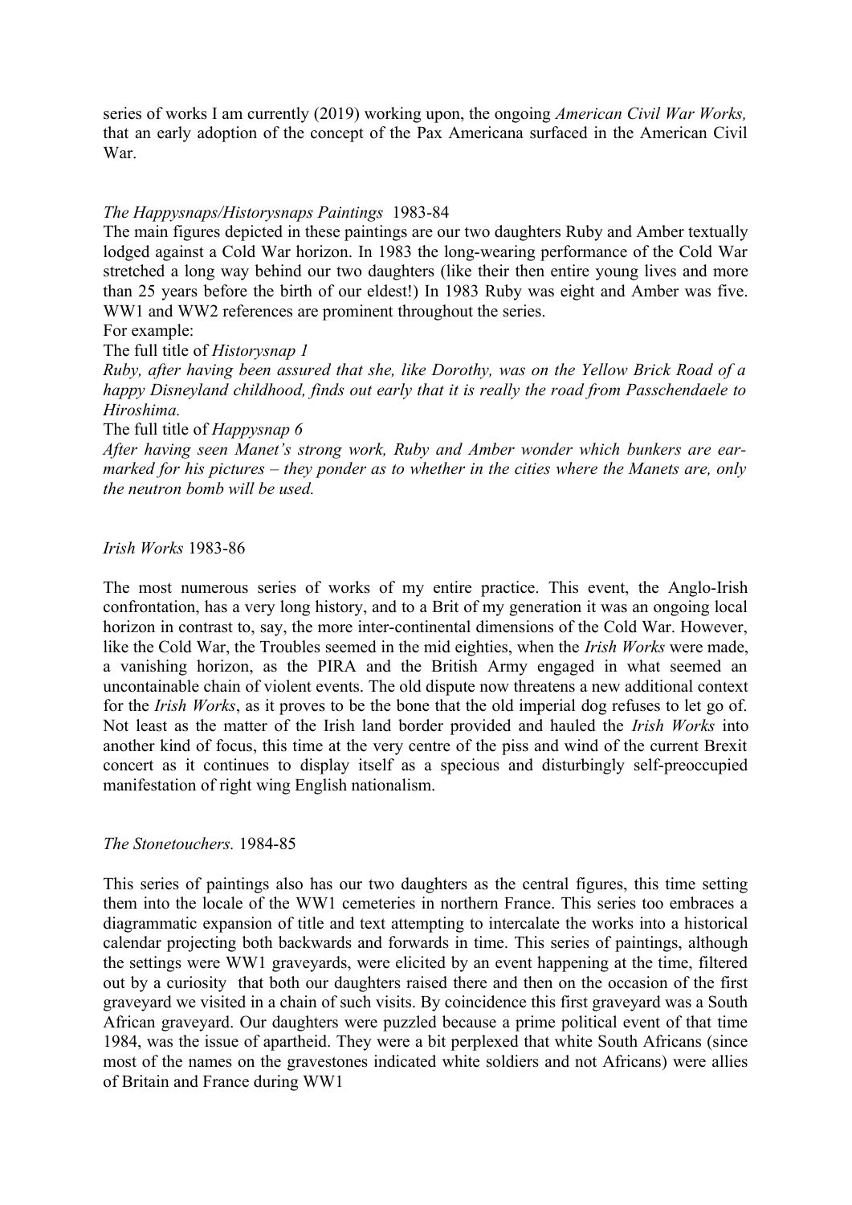series of works I am currently (2019) working upon, the ongoing *American Civil War Works,* that an early adoption of the concept of the Pax Americana surfaced in the American Civil War.

*The Happysnaps/Historysnaps Paintings* 1983-84

The main figures depicted in these paintings are our two daughters Ruby and Amber textually lodged against a Cold War horizon. In 1983 the long-wearing performance of the Cold War stretched a long way behind our two daughters (like their then entire young lives and more than 25 years before the birth of our eldest!) In 1983 Ruby was eight and Amber was five. WW1 and WW2 references are prominent throughout the series.

For example:

The full title of *Historysnap 1*

*Ruby, after having been assured that she, like Dorothy, was on the Yellow Brick Road of a happy Disneyland childhood, finds out early that it is really the road from Passchendaele to Hiroshima.*

The full title of *Happysnap 6*

*After having seen Manet's strong work, Ruby and Amber wonder which bunkers are ear-marked for his pictures – they ponder as to whether in the cities where the Manets are, only the neutron bomb will be used.*

*Irish Works* 1983-86

The most numerous series of works of my entire practice. This event, the Anglo-Irish confrontation, has a very long history, and to a Brit of my generation it was an ongoing local horizon in contrast to, say, the more inter-continental dimensions of the Cold War. However, like the Cold War, the Troubles seemed in the mid eighties, when the *Irish Works* were made, a vanishing horizon, as the PIRA and the British Army engaged in what seemed an uncontainable chain of violent events. The old dispute now threatens a new additional context for the *Irish Works*, as it proves to be the bone that the old imperial dog refuses to let go of. Not least as the matter of the Irish land border provided and hauled the *Irish Works* into another kind of focus, this time at the very centre of the piss and wind of the current Brexit concert as it continues to display itself as a specious and disturbingly self-preoccupied manifestation of right wing English nationalism.

*The Stonetouchers.* 1984-85

This series of paintings also has our two daughters as the central figures, this time setting them into the locale of the WW1 cemeteries in northern France. This series too embraces a diagrammatic expansion of title and text attempting to intercalate the works into a historical calendar projecting both backwards and forwards in time. This series of paintings, although the settings were WW1 graveyards, were elicited by an event happening at the time, filtered out by a curiosity that both our daughters raised there and then on the occasion of the first graveyard we visited in a chain of such visits. By coincidence this first graveyard was a South African graveyard. Our daughters were puzzled because a prime political event of that time 1984, was the issue of apartheid. They were a bit perplexed that white South Africans (since most of the names on the gravestones indicated white soldiers and not Africans) were allies of Britain and France during WW1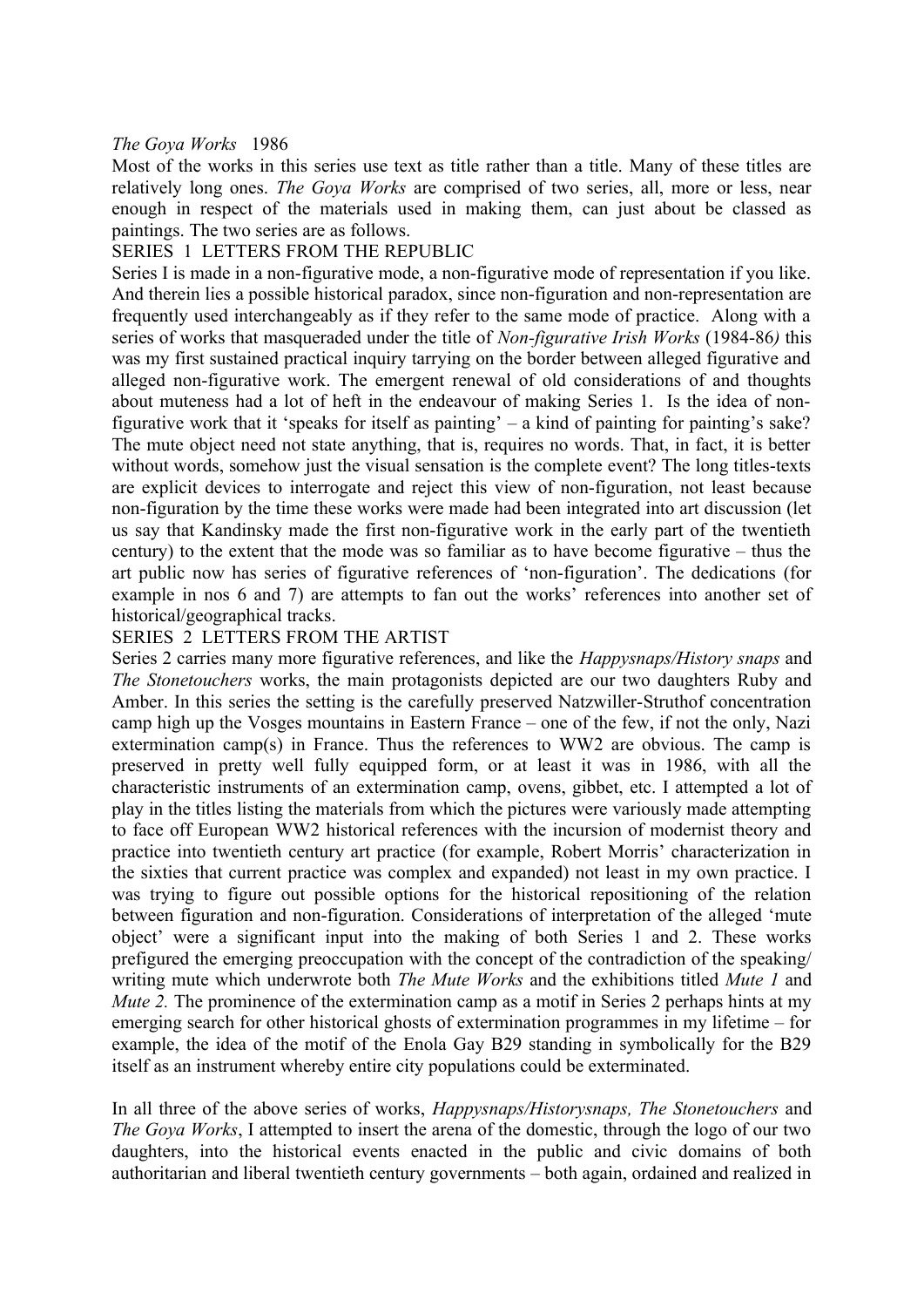*The Goya Works* 1986

Most of the works in this series use text as title rather than a title. Many of these titles are relatively long ones. *The Goya Works* are comprised of two series, all, more or less, near enough in respect of the materials used in making them, can just about be classed as paintings. The two series are as follows.

SERIES 1 LETTERS FROM THE REPUBLIC

Series I is made in a non-figurative mode, a non-figurative mode of representation if you like. And therein lies a possible historical paradox, since non-figuration and non-representation are frequently used interchangeably as if they refer to the same mode of practice. Along with a series of works that masqueraded under the title of *Non-figurative Irish Works* (1984-86*)* this was my first sustained practical inquiry tarrying on the border between alleged figurative and alleged non-figurative work. The emergent renewal of old considerations of and thoughts about muteness had a lot of heft in the endeavour of making Series 1. Is the idea of non-figurative work that it 'speaks for itself as painting' – a kind of painting for painting's sake? The mute object need not state anything, that is, requires no words. That, in fact, it is better without words, somehow just the visual sensation is the complete event? The long titles-texts are explicit devices to interrogate and reject this view of non-figuration, not least because non-figuration by the time these works were made had been integrated into art discussion (let us say that Kandinsky made the first non-figurative work in the early part of the twentieth century) to the extent that the mode was so familiar as to have become figurative – thus the art public now has series of figurative references of 'non-figuration'. The dedications (for example in nos 6 and 7) are attempts to fan out the works' references into another set of historical/geographical tracks.

SERIES 2 LETTERS FROM THE ARTIST

Series 2 carries many more figurative references, and like the *Happysnaps/History snaps* and *The Stonetouchers* works, the main protagonists depicted are our two daughters Ruby and Amber. In this series the setting is the carefully preserved Natzwiller-Struthof concentration camp high up the Vosges mountains in Eastern France – one of the few, if not the only, Nazi extermination camp(s) in France. Thus the references to WW2 are obvious. The camp is preserved in pretty well fully equipped form, or at least it was in 1986, with all the characteristic instruments of an extermination camp, ovens, gibbet, etc. I attempted a lot of play in the titles listing the materials from which the pictures were variously made attempting to face off European WW2 historical references with the incursion of modernist theory and practice into twentieth century art practice (for example, Robert Morris' characterization in the sixties that current practice was complex and expanded) not least in my own practice. I was trying to figure out possible options for the historical repositioning of the relation between figuration and non-figuration. Considerations of interpretation of the alleged 'mute object' were a significant input into the making of both Series 1 and 2. These works prefigured the emerging preoccupation with the concept of the contradiction of the speaking/writing mute which underwrote both *The Mute Works* and the exhibitions titled *Mute 1* and *Mute 2.* The prominence of the extermination camp as a motif in Series 2 perhaps hints at my emerging search for other historical ghosts of extermination programmes in my lifetime – for example, the idea of the motif of the Enola Gay B29 standing in symbolically for the B29 itself as an instrument whereby entire city populations could be exterminated.

In all three of the above series of works, *Happysnaps/Historysnaps, The Stonetouchers* and *The Goya Works*, I attempted to insert the arena of the domestic, through the logo of our two daughters, into the historical events enacted in the public and civic domains of both authoritarian and liberal twentieth century governments – both again, ordained and realized in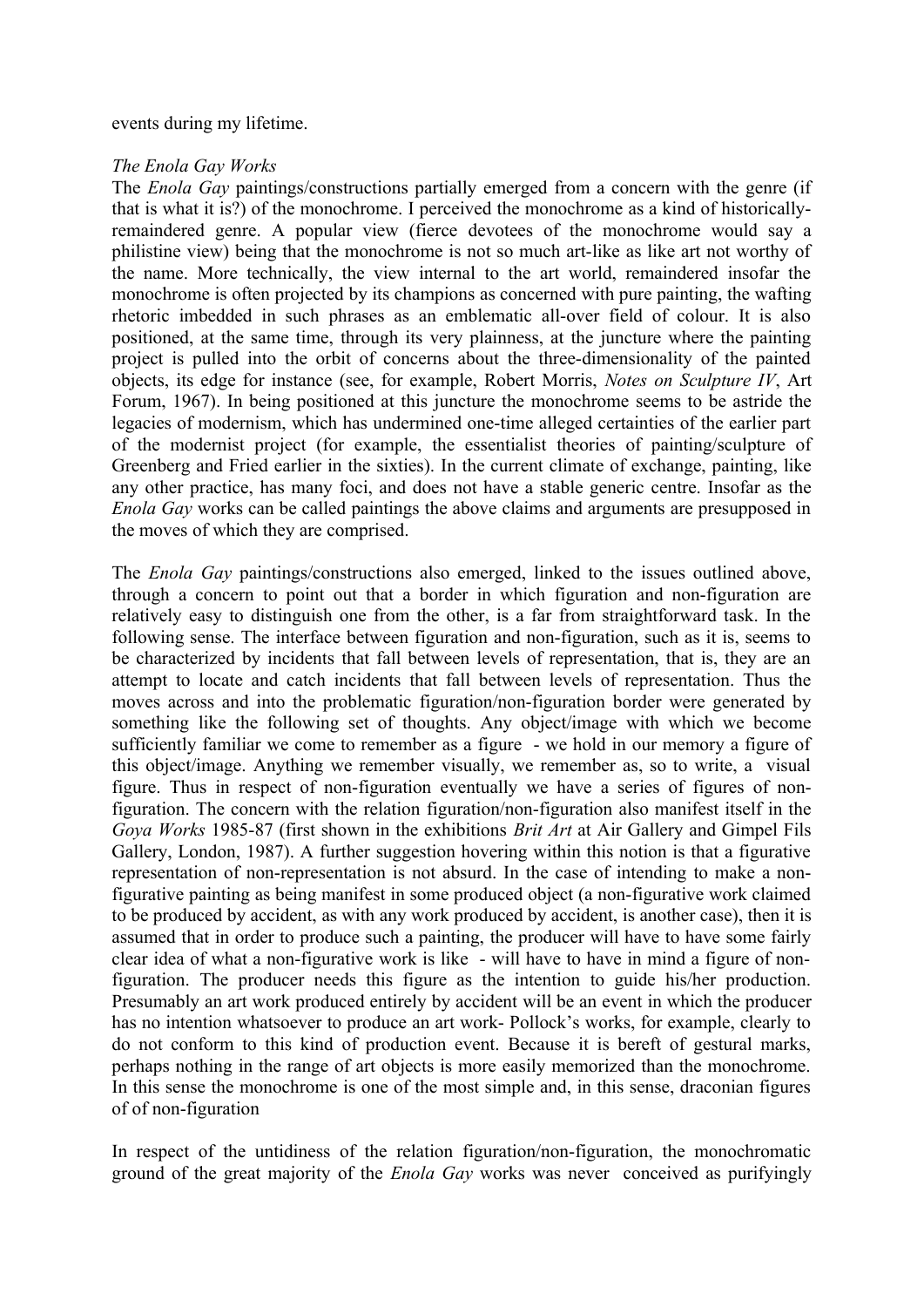events during my lifetime.

*The Enola Gay Works*

The *Enola Gay* paintings/constructions partially emerged from a concern with the genre (if that is what it is?) of the monochrome. I perceived the monochrome as a kind of historically-remaindered genre. A popular view (fierce devotees of the monochrome would say a philistine view) being that the monochrome is not so much art-like as like art not worthy of the name. More technically, the view internal to the art world, remaindered insofar the monochrome is often projected by its champions as concerned with pure painting, the wafting rhetoric imbedded in such phrases as an emblematic all-over field of colour. It is also positioned, at the same time, through its very plainness, at the juncture where the painting project is pulled into the orbit of concerns about the three-dimensionality of the painted objects, its edge for instance (see, for example, Robert Morris, *Notes on Sculpture IV*, Art Forum, 1967). In being positioned at this juncture the monochrome seems to be astride the legacies of modernism, which has undermined one-time alleged certainties of the earlier part of the modernist project (for example, the essentialist theories of painting/sculpture of Greenberg and Fried earlier in the sixties). In the current climate of exchange, painting, like any other practice, has many foci, and does not have a stable generic centre. Insofar as the *Enola Gay* works can be called paintings the above claims and arguments are presupposed in the moves of which they are comprised.

The *Enola Gay* paintings/constructions also emerged, linked to the issues outlined above, through a concern to point out that a border in which figuration and non-figuration are relatively easy to distinguish one from the other, is a far from straightforward task. In the following sense. The interface between figuration and non-figuration, such as it is, seems to be characterized by incidents that fall between levels of representation, that is, they are an attempt to locate and catch incidents that fall between levels of representation. Thus the moves across and into the problematic figuration/non-figuration border were generated by something like the following set of thoughts. Any object/image with which we become sufficiently familiar we come to remember as a figure - we hold in our memory a figure of this object/image. Anything we remember visually, we remember as, so to write, a visual figure. Thus in respect of non-figuration eventually we have a series of figures of non-figuration. The concern with the relation figuration/non-figuration also manifest itself in the *Goya Works* 1985-87 (first shown in the exhibitions *Brit Art* at Air Gallery and Gimpel Fils Gallery, London, 1987). A further suggestion hovering within this notion is that a figurative representation of non-representation is not absurd. In the case of intending to make a non-figurative painting as being manifest in some produced object (a non-figurative work claimed to be produced by accident, as with any work produced by accident, is another case), then it is assumed that in order to produce such a painting, the producer will have to have some fairly clear idea of what a non-figurative work is like - will have to have in mind a figure of non-figuration. The producer needs this figure as the intention to guide his/her production. Presumably an art work produced entirely by accident will be an event in which the producer has no intention whatsoever to produce an art work- Pollock's works, for example, clearly to do not conform to this kind of production event. Because it is bereft of gestural marks, perhaps nothing in the range of art objects is more easily memorized than the monochrome. In this sense the monochrome is one of the most simple and, in this sense, draconian figures of of non-figuration

In respect of the untidiness of the relation figuration/non-figuration, the monochromatic ground of the great majority of the *Enola Gay* works was never conceived as purifyingly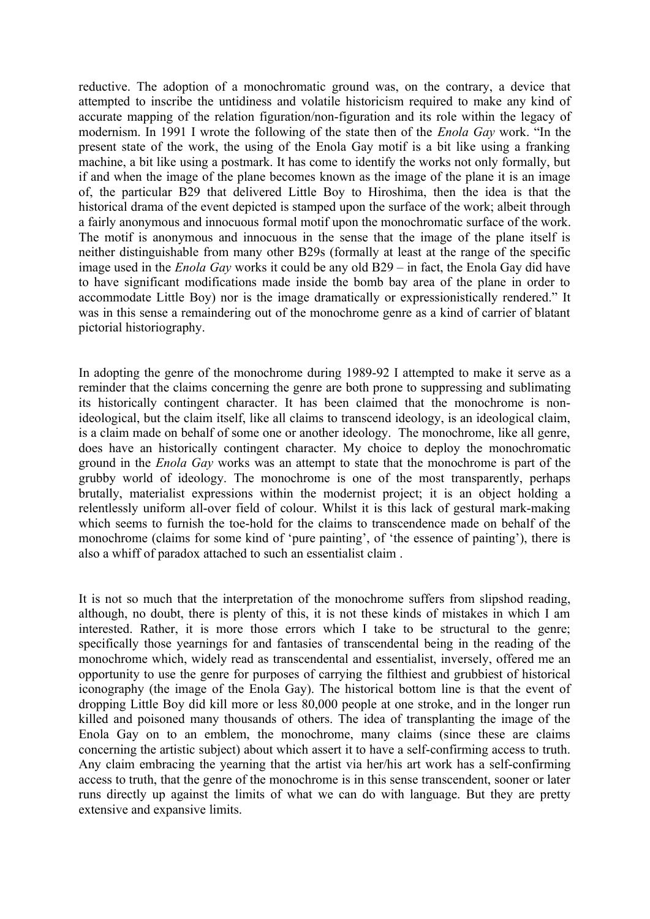reductive. The adoption of a monochromatic ground was, on the contrary, a device that attempted to inscribe the untidiness and volatile historicism required to make any kind of accurate mapping of the relation figuration/non-figuration and its role within the legacy of modernism. In 1991 I wrote the following of the state then of the *Enola Gay* work. "In the present state of the work, the using of the Enola Gay motif is a bit like using a franking machine, a bit like using a postmark. It has come to identify the works not only formally, but if and when the image of the plane becomes known as the image of the plane it is an image of, the particular B29 that delivered Little Boy to Hiroshima, then the idea is that the historical drama of the event depicted is stamped upon the surface of the work; albeit through a fairly anonymous and innocuous formal motif upon the monochromatic surface of the work. The motif is anonymous and innocuous in the sense that the image of the plane itself is neither distinguishable from many other B29s (formally at least at the range of the specific image used in the *Enola Gay* works it could be any old B29 – in fact, the Enola Gay did have to have significant modifications made inside the bomb bay area of the plane in order to accommodate Little Boy) nor is the image dramatically or expressionistically rendered." It was in this sense a remaindering out of the monochrome genre as a kind of carrier of blatant pictorial historiography.

In adopting the genre of the monochrome during 1989-92 I attempted to make it serve as a reminder that the claims concerning the genre are both prone to suppressing and sublimating its historically contingent character. It has been claimed that the monochrome is non-ideological, but the claim itself, like all claims to transcend ideology, is an ideological claim, is a claim made on behalf of some one or another ideology. The monochrome, like all genre, does have an historically contingent character. My choice to deploy the monochromatic ground in the *Enola Gay* works was an attempt to state that the monochrome is part of the grubby world of ideology. The monochrome is one of the most transparently, perhaps brutally, materialist expressions within the modernist project; it is an object holding a relentlessly uniform all-over field of colour. Whilst it is this lack of gestural mark-making which seems to furnish the toe-hold for the claims to transcendence made on behalf of the monochrome (claims for some kind of 'pure painting', of 'the essence of painting'), there is also a whiff of paradox attached to such an essentialist claim .

It is not so much that the interpretation of the monochrome suffers from slipshod reading, although, no doubt, there is plenty of this, it is not these kinds of mistakes in which I am interested. Rather, it is more those errors which I take to be structural to the genre; specifically those yearnings for and fantasies of transcendental being in the reading of the monochrome which, widely read as transcendental and essentialist, inversely, offered me an opportunity to use the genre for purposes of carrying the filthiest and grubbiest of historical iconography (the image of the Enola Gay). The historical bottom line is that the event of dropping Little Boy did kill more or less 80,000 people at one stroke, and in the longer run killed and poisoned many thousands of others. The idea of transplanting the image of the Enola Gay on to an emblem, the monochrome, many claims (since these are claims concerning the artistic subject) about which assert it to have a self-confirming access to truth. Any claim embracing the yearning that the artist via her/his art work has a self-confirming access to truth, that the genre of the monochrome is in this sense transcendent, sooner or later runs directly up against the limits of what we can do with language. But they are pretty extensive and expansive limits.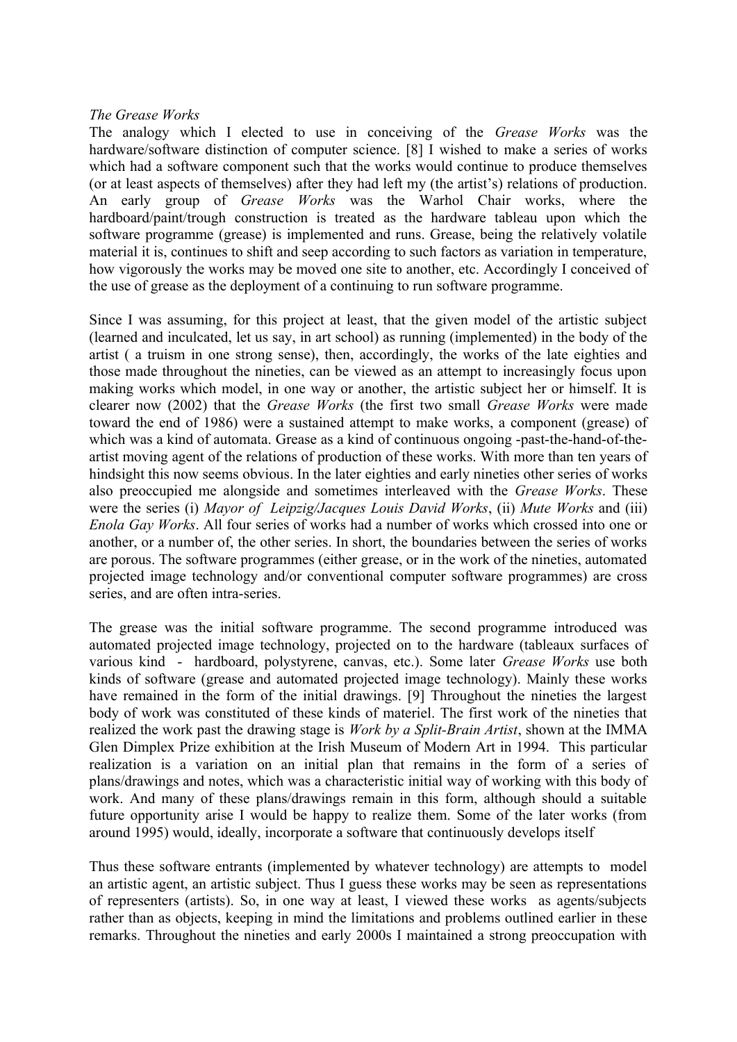*The Grease Works*

The analogy which I elected to use in conceiving of the *Grease Works* was the hardware/software distinction of computer science. [8] I wished to make a series of works which had a software component such that the works would continue to produce themselves (or at least aspects of themselves) after they had left my (the artist's) relations of production. An early group of *Grease Works* was the Warhol Chair works, where the hardboard/paint/trough construction is treated as the hardware tableau upon which the software programme (grease) is implemented and runs. Grease, being the relatively volatile material it is, continues to shift and seep according to such factors as variation in temperature, how vigorously the works may be moved one site to another, etc. Accordingly I conceived of the use of grease as the deployment of a continuing to run software programme.

Since I was assuming, for this project at least, that the given model of the artistic subject (learned and inculcated, let us say, in art school) as running (implemented) in the body of the artist ( a truism in one strong sense), then, accordingly, the works of the late eighties and those made throughout the nineties, can be viewed as an attempt to increasingly focus upon making works which model, in one way or another, the artistic subject her or himself. It is clearer now (2002) that the *Grease Works* (the first two small *Grease Works* were made toward the end of 1986) were a sustained attempt to make works, a component (grease) of which was a kind of automata. Grease as a kind of continuous ongoing -past-the-hand-of-the-artist moving agent of the relations of production of these works. With more than ten years of hindsight this now seems obvious. In the later eighties and early nineties other series of works also preoccupied me alongside and sometimes interleaved with the *Grease Works*. These were the series (i) *Mayor of Leipzig/Jacques Louis David Works*, (ii) *Mute Works* and (iii) *Enola Gay Works*. All four series of works had a number of works which crossed into one or another, or a number of, the other series. In short, the boundaries between the series of works are porous. The software programmes (either grease, or in the work of the nineties, automated projected image technology and/or conventional computer software programmes) are cross series, and are often intra-series.

The grease was the initial software programme. The second programme introduced was automated projected image technology, projected on to the hardware (tableaux surfaces of various kind - hardboard, polystyrene, canvas, etc.). Some later *Grease Works* use both kinds of software (grease and automated projected image technology). Mainly these works have remained in the form of the initial drawings. [9] Throughout the nineties the largest body of work was constituted of these kinds of materiel. The first work of the nineties that realized the work past the drawing stage is *Work by a Split-Brain Artist*, shown at the IMMA Glen Dimplex Prize exhibition at the Irish Museum of Modern Art in 1994. This particular realization is a variation on an initial plan that remains in the form of a series of plans/drawings and notes, which was a characteristic initial way of working with this body of work. And many of these plans/drawings remain in this form, although should a suitable future opportunity arise I would be happy to realize them. Some of the later works (from around 1995) would, ideally, incorporate a software that continuously develops itself

Thus these software entrants (implemented by whatever technology) are attempts to model an artistic agent, an artistic subject. Thus I guess these works may be seen as representations of representers (artists). So, in one way at least, I viewed these works as agents/subjects rather than as objects, keeping in mind the limitations and problems outlined earlier in these remarks. Throughout the nineties and early 2000s I maintained a strong preoccupation with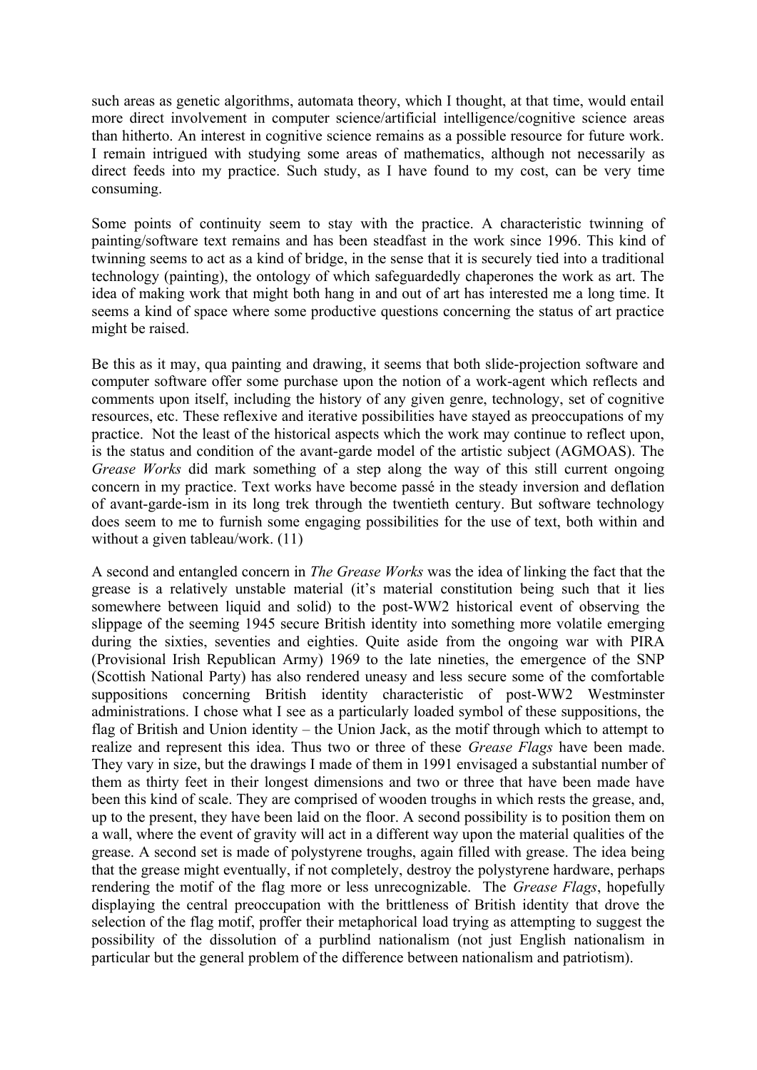such areas as genetic algorithms, automata theory, which I thought, at that time, would entail more direct involvement in computer science/artificial intelligence/cognitive science areas than hitherto. An interest in cognitive science remains as a possible resource for future work. I remain intrigued with studying some areas of mathematics, although not necessarily as direct feeds into my practice. Such study, as I have found to my cost, can be very time consuming.

Some points of continuity seem to stay with the practice. A characteristic twinning of painting/software text remains and has been steadfast in the work since 1996. This kind of twinning seems to act as a kind of bridge, in the sense that it is securely tied into a traditional technology (painting), the ontology of which safeguardedly chaperones the work as art. The idea of making work that might both hang in and out of art has interested me a long time. It seems a kind of space where some productive questions concerning the status of art practice might be raised.

Be this as it may, qua painting and drawing, it seems that both slide-projection software and computer software offer some purchase upon the notion of a work-agent which reflects and comments upon itself, including the history of any given genre, technology, set of cognitive resources, etc. These reflexive and iterative possibilities have stayed as preoccupations of my practice. Not the least of the historical aspects which the work may continue to reflect upon, is the status and condition of the avant-garde model of the artistic subject (AGMOAS). The *Grease Works* did mark something of a step along the way of this still current ongoing concern in my practice. Text works have become passé in the steady inversion and deflation of avant-garde-ism in its long trek through the twentieth century. But software technology does seem to me to furnish some engaging possibilities for the use of text, both within and without a given tableau/work. (11)

A second and entangled concern in *The Grease Works* was the idea of linking the fact that the grease is a relatively unstable material (it's material constitution being such that it lies somewhere between liquid and solid) to the post-WW2 historical event of observing the slippage of the seeming 1945 secure British identity into something more volatile emerging during the sixties, seventies and eighties. Quite aside from the ongoing war with PIRA (Provisional Irish Republican Army) 1969 to the late nineties, the emergence of the SNP (Scottish National Party) has also rendered uneasy and less secure some of the comfortable suppositions concerning British identity characteristic of post-WW2 Westminster administrations. I chose what I see as a particularly loaded symbol of these suppositions, the flag of British and Union identity – the Union Jack, as the motif through which to attempt to realize and represent this idea. Thus two or three of these *Grease Flags* have been made. They vary in size, but the drawings I made of them in 1991 envisaged a substantial number of them as thirty feet in their longest dimensions and two or three that have been made have been this kind of scale. They are comprised of wooden troughs in which rests the grease, and, up to the present, they have been laid on the floor. A second possibility is to position them on a wall, where the event of gravity will act in a different way upon the material qualities of the grease. A second set is made of polystyrene troughs, again filled with grease. The idea being that the grease might eventually, if not completely, destroy the polystyrene hardware, perhaps rendering the motif of the flag more or less unrecognizable. The *Grease Flags*, hopefully displaying the central preoccupation with the brittleness of British identity that drove the selection of the flag motif, proffer their metaphorical load trying as attempting to suggest the possibility of the dissolution of a purblind nationalism (not just English nationalism in particular but the general problem of the difference between nationalism and patriotism).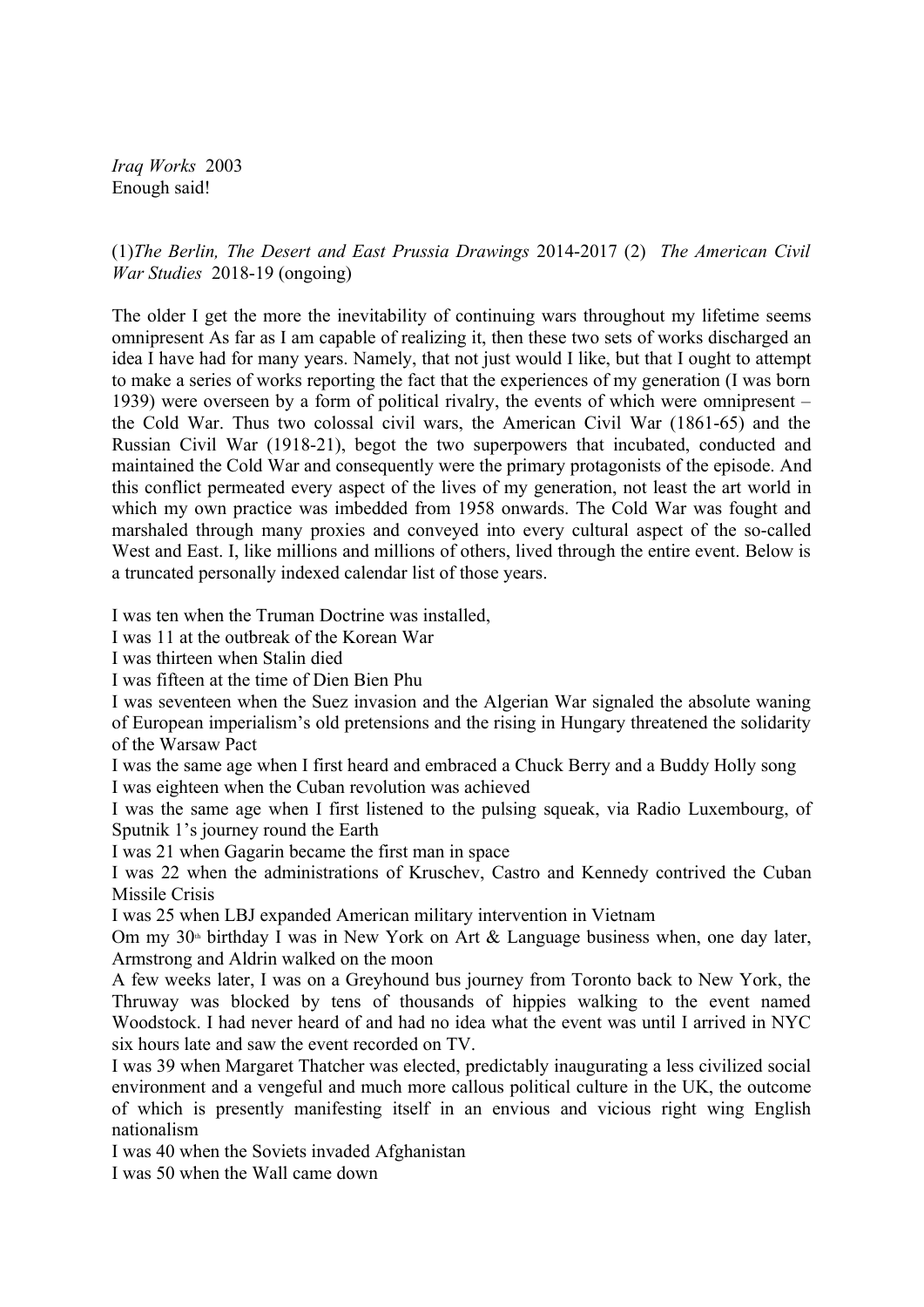*Iraq Works* 2003
Enough said!

(1)*The Berlin, The Desert and East Prussia Drawings* 2014-2017 (2) *The American Civil War Studies* 2018-19 (ongoing)

The older I get the more the inevitability of continuing wars throughout my lifetime seems omnipresent As far as I am capable of realizing it, then these two sets of works discharged an idea I have had for many years. Namely, that not just would I like, but that I ought to attempt to make a series of works reporting the fact that the experiences of my generation (I was born 1939) were overseen by a form of political rivalry, the events of which were omnipresent – the Cold War. Thus two colossal civil wars, the American Civil War (1861-65) and the Russian Civil War (1918-21), begot the two superpowers that incubated, conducted and maintained the Cold War and consequently were the primary protagonists of the episode. And this conflict permeated every aspect of the lives of my generation, not least the art world in which my own practice was imbedded from 1958 onwards. The Cold War was fought and marshaled through many proxies and conveyed into every cultural aspect of the so-called West and East. I, like millions and millions of others, lived through the entire event. Below is a truncated personally indexed calendar list of those years.

I was ten when the Truman Doctrine was installed,
I was 11 at the outbreak of the Korean War
I was thirteen when Stalin died
I was fifteen at the time of Dien Bien Phu
I was seventeen when the Suez invasion and the Algerian War signaled the absolute waning of European imperialism's old pretensions and the rising in Hungary threatened the solidarity of the Warsaw Pact
I was the same age when I first heard and embraced a Chuck Berry and a Buddy Holly song
I was eighteen when the Cuban revolution was achieved
I was the same age when I first listened to the pulsing squeak, via Radio Luxembourg, of Sputnik 1's journey round the Earth
I was 21 when Gagarin became the first man in space
I was 22 when the administrations of Kruschev, Castro and Kennedy contrived the Cuban Missile Crisis
I was 25 when LBJ expanded American military intervention in Vietnam
Om my 30th birthday I was in New York on Art & Language business when, one day later, Armstrong and Aldrin walked on the moon
A few weeks later, I was on a Greyhound bus journey from Toronto back to New York, the Thruway was blocked by tens of thousands of hippies walking to the event named Woodstock. I had never heard of and had no idea what the event was until I arrived in NYC six hours late and saw the event recorded on TV.
I was 39 when Margaret Thatcher was elected, predictably inaugurating a less civilized social environment and a vengeful and much more callous political culture in the UK, the outcome of which is presently manifesting itself in an envious and vicious right wing English nationalism
I was 40 when the Soviets invaded Afghanistan
I was 50 when the Wall came down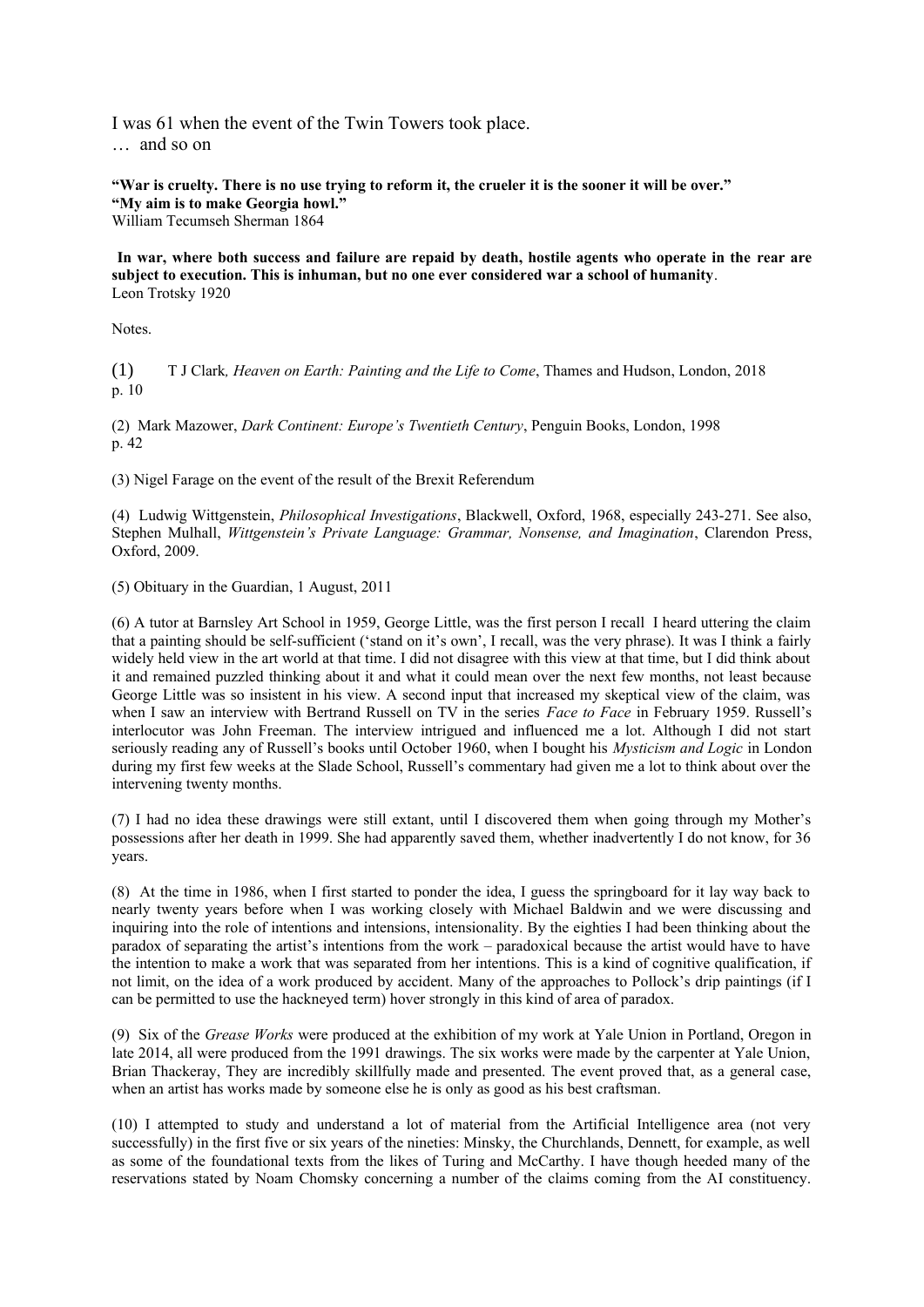I was 61 when the event of the Twin Towers took place.
… and so on

**"War is cruelty. There is no use trying to reform it, the crueler it is the sooner it will be over."**
**"My aim is to make Georgia howl."**
William Tecumseh Sherman 1864

**In war, where both success and failure are repaid by death, hostile agents who operate in the rear are subject to execution. This is inhuman, but no one ever considered war a school of humanity**.
Leon Trotsky 1920

Notes.

(1) T J Clark*, Heaven on Earth: Painting and the Life to Come*, Thames and Hudson, London, 2018 p. 10

(2) Mark Mazower, *Dark Continent: Europe's Twentieth Century*, Penguin Books, London, 1998 p. 42

(3) Nigel Farage on the event of the result of the Brexit Referendum

(4) Ludwig Wittgenstein, *Philosophical Investigations*, Blackwell, Oxford, 1968, especially 243-271. See also, Stephen Mulhall, *Wittgenstein's Private Language: Grammar, Nonsense, and Imagination*, Clarendon Press, Oxford, 2009.

(5) Obituary in the Guardian, 1 August, 2011

(6) A tutor at Barnsley Art School in 1959, George Little, was the first person I recall I heard uttering the claim that a painting should be self-sufficient ('stand on it's own', I recall, was the very phrase). It was I think a fairly widely held view in the art world at that time. I did not disagree with this view at that time, but I did think about it and remained puzzled thinking about it and what it could mean over the next few months, not least because George Little was so insistent in his view. A second input that increased my skeptical view of the claim, was when I saw an interview with Bertrand Russell on TV in the series *Face to Face* in February 1959. Russell's interlocutor was John Freeman. The interview intrigued and influenced me a lot. Although I did not start seriously reading any of Russell's books until October 1960, when I bought his *Mysticism and Logic* in London during my first few weeks at the Slade School, Russell's commentary had given me a lot to think about over the intervening twenty months.

(7) I had no idea these drawings were still extant, until I discovered them when going through my Mother's possessions after her death in 1999. She had apparently saved them, whether inadvertently I do not know, for 36 years.

(8) At the time in 1986, when I first started to ponder the idea, I guess the springboard for it lay way back to nearly twenty years before when I was working closely with Michael Baldwin and we were discussing and inquiring into the role of intentions and intensions, intensionality. By the eighties I had been thinking about the paradox of separating the artist's intentions from the work – paradoxical because the artist would have to have the intention to make a work that was separated from her intentions. This is a kind of cognitive qualification, if not limit, on the idea of a work produced by accident. Many of the approaches to Pollock's drip paintings (if I can be permitted to use the hackneyed term) hover strongly in this kind of area of paradox.

(9) Six of the *Grease Works* were produced at the exhibition of my work at Yale Union in Portland, Oregon in late 2014, all were produced from the 1991 drawings. The six works were made by the carpenter at Yale Union, Brian Thackeray, They are incredibly skillfully made and presented. The event proved that, as a general case, when an artist has works made by someone else he is only as good as his best craftsman.

(10) I attempted to study and understand a lot of material from the Artificial Intelligence area (not very successfully) in the first five or six years of the nineties: Minsky, the Churchlands, Dennett, for example, as well as some of the foundational texts from the likes of Turing and McCarthy. I have though heeded many of the reservations stated by Noam Chomsky concerning a number of the claims coming from the AI constituency.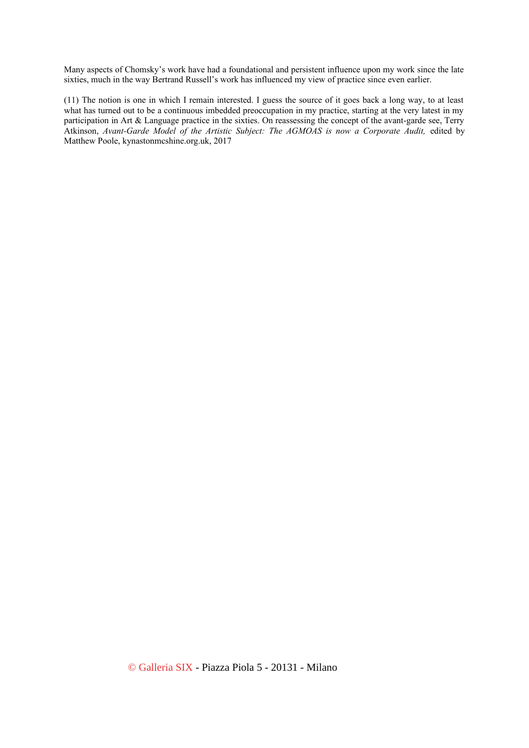Many aspects of Chomsky's work have had a foundational and persistent influence upon my work since the late sixties, much in the way Bertrand Russell's work has influenced my view of practice since even earlier.

(11) The notion is one in which I remain interested. I guess the source of it goes back a long way, to at least what has turned out to be a continuous imbedded preoccupation in my practice, starting at the very latest in my participation in Art & Language practice in the sixties. On reassessing the concept of the avant-garde see, Terry Atkinson, *Avant-Garde Model of the Artistic Subject: The AGMOAS is now a Corporate Audit,* edited by Matthew Poole, kynastonmcshine.org.uk, 2017